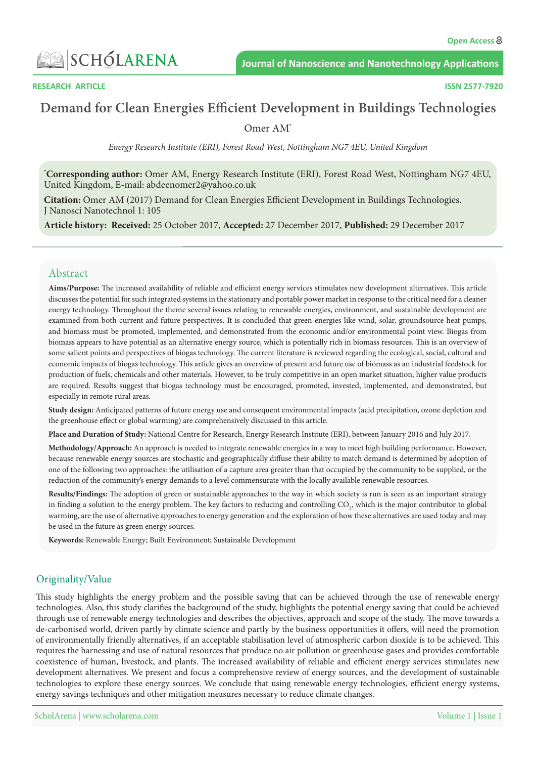Open Access

Journal of Nanoscience and Nanotechnology Applications

RESEARCH ARTICLE

ISSN 2577-7920

# Demand for Clean Energies Efficient Development in Buildings Technologies

Omer AM*

*Energy Research Institute (ERI), Forest Road West, Nottingham NG7 4EU, United Kingdom*

**\*Corresponding author:** Omer AM, Energy Research Institute (ERI), Forest Road West, Nottingham NG7 4EU, United Kingdom, E-mail: abdeenomer2@yahoo.co.uk

**Citation:** Omer AM (2017) Demand for Clean Energies Efficient Development in Buildings Technologies. J Nanosci Nanotechnol 1: 105

**Article history: Received:** 25 October 2017, **Accepted:** 27 December 2017, **Published:** 29 December 2017

## Abstract

**Aims/Purpose:** The increased availability of reliable and efficient energy services stimulates new development alternatives. This article discusses the potential for such integrated systems in the stationary and portable power market in response to the critical need for a cleaner energy technology. Throughout the theme several issues relating to renewable energies, environment, and sustainable development are examined from both current and future perspectives. It is concluded that green energies like wind, solar, groundsource heat pumps, and biomass must be promoted, implemented, and demonstrated from the economic and/or environmental point view. Biogas from biomass appears to have potential as an alternative energy source, which is potentially rich in biomass resources. This is an overview of some salient points and perspectives of biogas technology. The current literature is reviewed regarding the ecological, social, cultural and economic impacts of biogas technology. This article gives an overview of present and future use of biomass as an industrial feedstock for production of fuels, chemicals and other materials. However, to be truly competitive in an open market situation, higher value products are required. Results suggest that biogas technology must be encouraged, promoted, invested, implemented, and demonstrated, but especially in remote rural areas.

**Study design:** Anticipated patterns of future energy use and consequent environmental impacts (acid precipitation, ozone depletion and the greenhouse effect or global warming) are comprehensively discussed in this article.

**Place and Duration of Study:** National Centre for Research, Energy Research Institute (ERI), between January 2016 and July 2017.

**Methodology/Approach:** An approach is needed to integrate renewable energies in a way to meet high building performance. However, because renewable energy sources are stochastic and geographically diffuse their ability to match demand is determined by adoption of one of the following two approaches: the utilisation of a capture area greater than that occupied by the community to be supplied, or the reduction of the community's energy demands to a level commensurate with the locally available renewable resources.

**Results/Findings:** The adoption of green or sustainable approaches to the way in which society is run is seen as an important strategy in finding a solution to the energy problem. The key factors to reducing and controlling $CO_2$, which is the major contributor to global warming, are the use of alternative approaches to energy generation and the exploration of how these alternatives are used today and may be used in the future as green energy sources.

**Keywords:** Renewable Energy; Built Environment; Sustainable Development

## Originality/Value

This study highlights the energy problem and the possible saving that can be achieved through the use of renewable energy technologies. Also, this study clarifies the background of the study, highlights the potential energy saving that could be achieved through use of renewable energy technologies and describes the objectives, approach and scope of the study. The move towards a de-carbonised world, driven partly by climate science and partly by the business opportunities it offers, will need the promotion of environmentally friendly alternatives, if an acceptable stabilisation level of atmospheric carbon dioxide is to be achieved. This requires the harnessing and use of natural resources that produce no air pollution or greenhouse gases and provides comfortable coexistence of human, livestock, and plants. The increased availability of reliable and efficient energy services stimulates new development alternatives. We present and focus a comprehensive review of energy sources, and the development of sustainable technologies to explore these energy sources. We conclude that using renewable energy technologies, efficient energy systems, energy savings techniques and other mitigation measures necessary to reduce climate changes.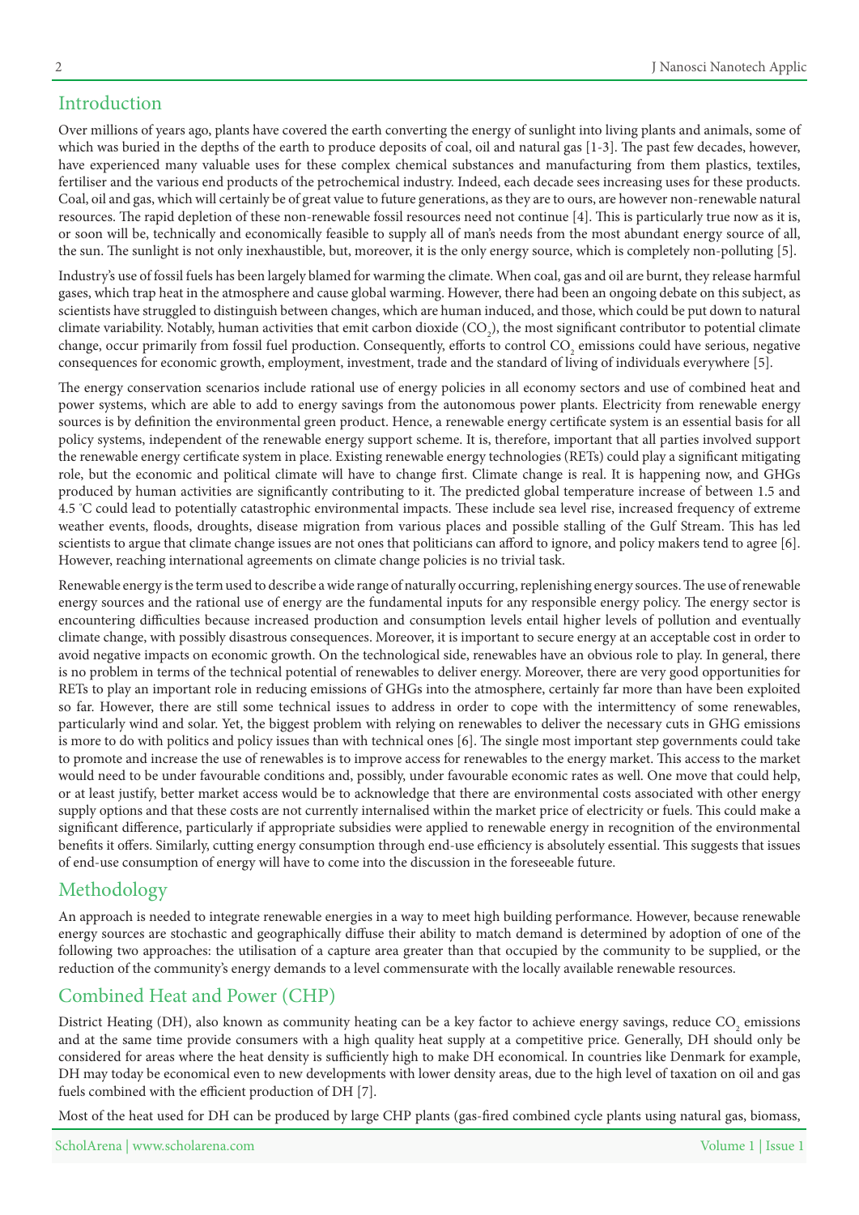## Introduction

Over millions of years ago, plants have covered the earth converting the energy of sunlight into living plants and animals, some of which was buried in the depths of the earth to produce deposits of coal, oil and natural gas [1-3]. The past few decades, however, have experienced many valuable uses for these complex chemical substances and manufacturing from them plastics, textiles, fertiliser and the various end products of the petrochemical industry. Indeed, each decade sees increasing uses for these products. Coal, oil and gas, which will certainly be of great value to future generations, as they are to ours, are however non-renewable natural resources. The rapid depletion of these non-renewable fossil resources need not continue [4]. This is particularly true now as it is, or soon will be, technically and economically feasible to supply all of man's needs from the most abundant energy source of all, the sun. The sunlight is not only inexhaustible, but, moreover, it is the only energy source, which is completely non-polluting [5].

Industry's use of fossil fuels has been largely blamed for warming the climate. When coal, gas and oil are burnt, they release harmful gases, which trap heat in the atmosphere and cause global warming. However, there had been an ongoing debate on this subject, as scientists have struggled to distinguish between changes, which are human induced, and those, which could be put down to natural climate variability. Notably, human activities that emit carbon dioxide ($CO_2$), the most significant contributor to potential climate change, occur primarily from fossil fuel production. Consequently, efforts to control $CO_2$ emissions could have serious, negative consequences for economic growth, employment, investment, trade and the standard of living of individuals everywhere [5].

The energy conservation scenarios include rational use of energy policies in all economy sectors and use of combined heat and power systems, which are able to add to energy savings from the autonomous power plants. Electricity from renewable energy sources is by definition the environmental green product. Hence, a renewable energy certificate system is an essential basis for all policy systems, independent of the renewable energy support scheme. It is, therefore, important that all parties involved support the renewable energy certificate system in place. Existing renewable energy technologies (RETs) could play a significant mitigating role, but the economic and political climate will have to change first. Climate change is real. It is happening now, and GHGs produced by human activities are significantly contributing to it. The predicted global temperature increase of between 1.5 and 4.5 °C could lead to potentially catastrophic environmental impacts. These include sea level rise, increased frequency of extreme weather events, floods, droughts, disease migration from various places and possible stalling of the Gulf Stream. This has led scientists to argue that climate change issues are not ones that politicians can afford to ignore, and policy makers tend to agree [6]. However, reaching international agreements on climate change policies is no trivial task.

Renewable energy is the term used to describe a wide range of naturally occurring, replenishing energy sources. The use of renewable energy sources and the rational use of energy are the fundamental inputs for any responsible energy policy. The energy sector is encountering difficulties because increased production and consumption levels entail higher levels of pollution and eventually climate change, with possibly disastrous consequences. Moreover, it is important to secure energy at an acceptable cost in order to avoid negative impacts on economic growth. On the technological side, renewables have an obvious role to play. In general, there is no problem in terms of the technical potential of renewables to deliver energy. Moreover, there are very good opportunities for RETs to play an important role in reducing emissions of GHGs into the atmosphere, certainly far more than have been exploited so far. However, there are still some technical issues to address in order to cope with the intermittency of some renewables, particularly wind and solar. Yet, the biggest problem with relying on renewables to deliver the necessary cuts in GHG emissions is more to do with politics and policy issues than with technical ones [6]. The single most important step governments could take to promote and increase the use of renewables is to improve access for renewables to the energy market. This access to the market would need to be under favourable conditions and, possibly, under favourable economic rates as well. One move that could help, or at least justify, better market access would be to acknowledge that there are environmental costs associated with other energy supply options and that these costs are not currently internalised within the market price of electricity or fuels. This could make a significant difference, particularly if appropriate subsidies were applied to renewable energy in recognition of the environmental benefits it offers. Similarly, cutting energy consumption through end-use efficiency is absolutely essential. This suggests that issues of end-use consumption of energy will have to come into the discussion in the foreseeable future.

## Methodology

An approach is needed to integrate renewable energies in a way to meet high building performance. However, because renewable energy sources are stochastic and geographically diffuse their ability to match demand is determined by adoption of one of the following two approaches: the utilisation of a capture area greater than that occupied by the community to be supplied, or the reduction of the community's energy demands to a level commensurate with the locally available renewable resources.

## Combined Heat and Power (CHP)

District Heating (DH), also known as community heating can be a key factor to achieve energy savings, reduce $CO_2$ emissions and at the same time provide consumers with a high quality heat supply at a competitive price. Generally, DH should only be considered for areas where the heat density is sufficiently high to make DH economical. In countries like Denmark for example, DH may today be economical even to new developments with lower density areas, due to the high level of taxation on oil and gas fuels combined with the efficient production of DH [7].

Most of the heat used for DH can be produced by large CHP plants (gas-fired combined cycle plants using natural gas, biomass,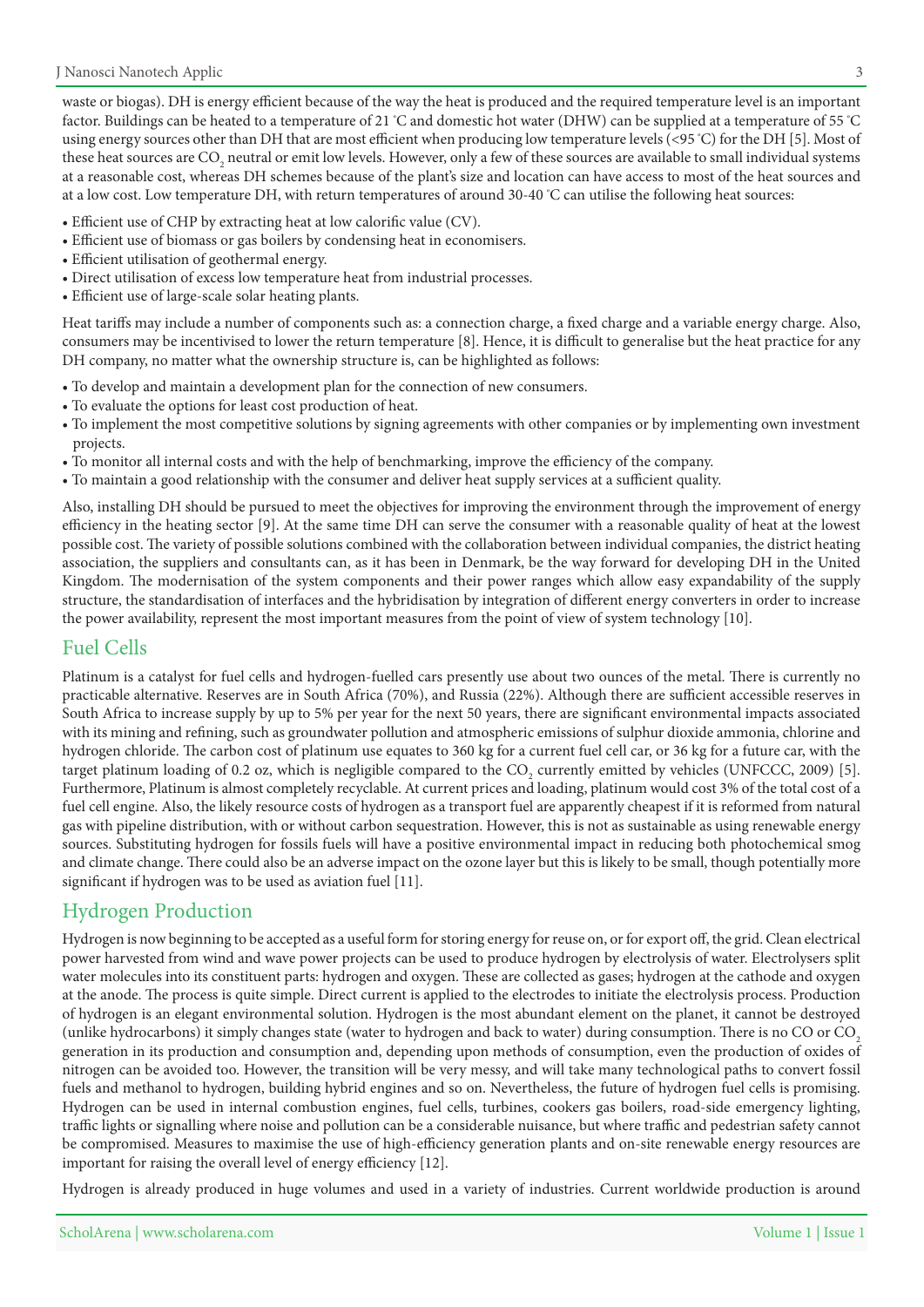waste or biogas). DH is energy efficient because of the way the heat is produced and the required temperature level is an important factor. Buildings can be heated to a temperature of 21 °C and domestic hot water (DHW) can be supplied at a temperature of 55 °C using energy sources other than DH that are most efficient when producing low temperature levels (<95 °C) for the DH [5]. Most of these heat sources are $CO_2$ neutral or emit low levels. However, only a few of these sources are available to small individual systems at a reasonable cost, whereas DH schemes because of the plant's size and location can have access to most of the heat sources and at a low cost. Low temperature DH, with return temperatures of around 30-40 °C can utilise the following heat sources:

- Efficient use of CHP by extracting heat at low calorific value (CV).
- Efficient use of biomass or gas boilers by condensing heat in economisers.
- Efficient utilisation of geothermal energy.
- Direct utilisation of excess low temperature heat from industrial processes.
- Efficient use of large-scale solar heating plants.

Heat tariffs may include a number of components such as: a connection charge, a fixed charge and a variable energy charge. Also, consumers may be incentivised to lower the return temperature [8]. Hence, it is difficult to generalise but the heat practice for any DH company, no matter what the ownership structure is, can be highlighted as follows:

- To develop and maintain a development plan for the connection of new consumers.
- To evaluate the options for least cost production of heat.
- To implement the most competitive solutions by signing agreements with other companies or by implementing own investment projects.
- To monitor all internal costs and with the help of benchmarking, improve the efficiency of the company.
- To maintain a good relationship with the consumer and deliver heat supply services at a sufficient quality.

Also, installing DH should be pursued to meet the objectives for improving the environment through the improvement of energy efficiency in the heating sector [9]. At the same time DH can serve the consumer with a reasonable quality of heat at the lowest possible cost. The variety of possible solutions combined with the collaboration between individual companies, the district heating association, the suppliers and consultants can, as it has been in Denmark, be the way forward for developing DH in the United Kingdom. The modernisation of the system components and their power ranges which allow easy expandability of the supply structure, the standardisation of interfaces and the hybridisation by integration of different energy converters in order to increase the power availability, represent the most important measures from the point of view of system technology [10].

## Fuel Cells

Platinum is a catalyst for fuel cells and hydrogen-fuelled cars presently use about two ounces of the metal. There is currently no practicable alternative. Reserves are in South Africa (70%), and Russia (22%). Although there are sufficient accessible reserves in South Africa to increase supply by up to 5% per year for the next 50 years, there are significant environmental impacts associated with its mining and refining, such as groundwater pollution and atmospheric emissions of sulphur dioxide ammonia, chlorine and hydrogen chloride. The carbon cost of platinum use equates to 360 kg for a current fuel cell car, or 36 kg for a future car, with the target platinum loading of 0.2 oz, which is negligible compared to the $CO_2$ currently emitted by vehicles (UNFCCC, 2009) [5]. Furthermore, Platinum is almost completely recyclable. At current prices and loading, platinum would cost 3% of the total cost of a fuel cell engine. Also, the likely resource costs of hydrogen as a transport fuel are apparently cheapest if it is reformed from natural gas with pipeline distribution, with or without carbon sequestration. However, this is not as sustainable as using renewable energy sources. Substituting hydrogen for fossils fuels will have a positive environmental impact in reducing both photochemical smog and climate change. There could also be an adverse impact on the ozone layer but this is likely to be small, though potentially more significant if hydrogen was to be used as aviation fuel [11].

## Hydrogen Production

Hydrogen is now beginning to be accepted as a useful form for storing energy for reuse on, or for export off, the grid. Clean electrical power harvested from wind and wave power projects can be used to produce hydrogen by electrolysis of water. Electrolysers split water molecules into its constituent parts: hydrogen and oxygen. These are collected as gases; hydrogen at the cathode and oxygen at the anode. The process is quite simple. Direct current is applied to the electrodes to initiate the electrolysis process. Production of hydrogen is an elegant environmental solution. Hydrogen is the most abundant element on the planet, it cannot be destroyed (unlike hydrocarbons) it simply changes state (water to hydrogen and back to water) during consumption. There is no CO or $CO_2$ generation in its production and consumption and, depending upon methods of consumption, even the production of oxides of nitrogen can be avoided too. However, the transition will be very messy, and will take many technological paths to convert fossil fuels and methanol to hydrogen, building hybrid engines and so on. Nevertheless, the future of hydrogen fuel cells is promising. Hydrogen can be used in internal combustion engines, fuel cells, turbines, cookers gas boilers, road-side emergency lighting, traffic lights or signalling where noise and pollution can be a considerable nuisance, but where traffic and pedestrian safety cannot be compromised. Measures to maximise the use of high-efficiency generation plants and on-site renewable energy resources are important for raising the overall level of energy efficiency [12].

Hydrogen is already produced in huge volumes and used in a variety of industries. Current worldwide production is around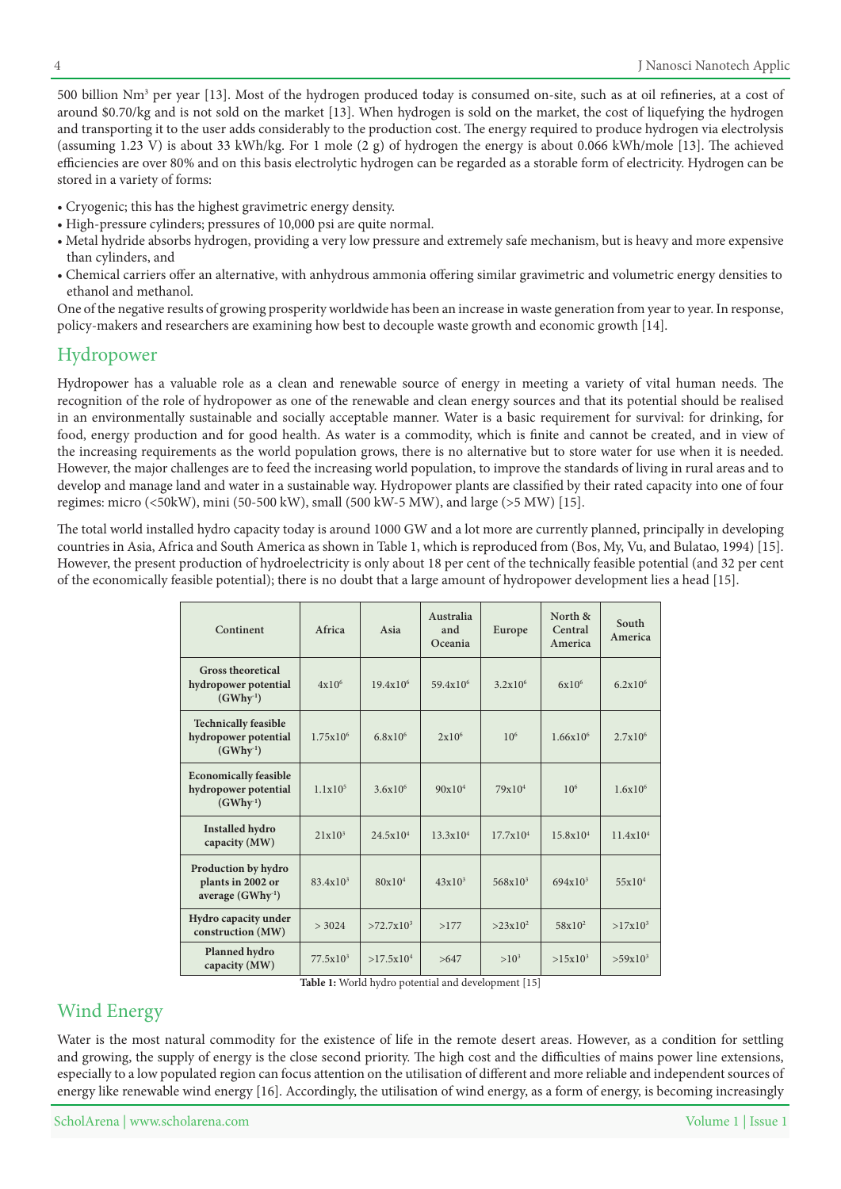500 billion Nm³ per year [13]. Most of the hydrogen produced today is consumed on-site, such as at oil refineries, at a cost of around \$0.70/kg and is not sold on the market [13]. When hydrogen is sold on the market, the cost of liquefying the hydrogen and transporting it to the user adds considerably to the production cost. The energy required to produce hydrogen via electrolysis (assuming 1.23 V) is about 33 kWh/kg. For 1 mole (2 g) of hydrogen the energy is about 0.066 kWh/mole [13]. The achieved efficiencies are over 80% and on this basis electrolytic hydrogen can be regarded as a storable form of electricity. Hydrogen can be stored in a variety of forms:

- Cryogenic; this has the highest gravimetric energy density.
- High-pressure cylinders; pressures of 10,000 psi are quite normal.
- Metal hydride absorbs hydrogen, providing a very low pressure and extremely safe mechanism, but is heavy and more expensive than cylinders, and
- Chemical carriers offer an alternative, with anhydrous ammonia offering similar gravimetric and volumetric energy densities to ethanol and methanol.

One of the negative results of growing prosperity worldwide has been an increase in waste generation from year to year. In response, policy-makers and researchers are examining how best to decouple waste growth and economic growth [14].

## Hydropower

Hydropower has a valuable role as a clean and renewable source of energy in meeting a variety of vital human needs. The recognition of the role of hydropower as one of the renewable and clean energy sources and that its potential should be realised in an environmentally sustainable and socially acceptable manner. Water is a basic requirement for survival: for drinking, for food, energy production and for good health. As water is a commodity, which is finite and cannot be created, and in view of the increasing requirements as the world population grows, there is no alternative but to store water for use when it is needed. However, the major challenges are to feed the increasing world population, to improve the standards of living in rural areas and to develop and manage land and water in a sustainable way. Hydropower plants are classified by their rated capacity into one of four regimes: micro (<50kW), mini (50-500 kW), small (500 kW-5 MW), and large (>5 MW) [15].

The total world installed hydro capacity today is around 1000 GW and a lot more are currently planned, principally in developing countries in Asia, Africa and South America as shown in Table 1, which is reproduced from (Bos, My, Vu, and Bulatao, 1994) [15]. However, the present production of hydroelectricity is only about 18 per cent of the technically feasible potential (and 32 per cent of the economically feasible potential); there is no doubt that a large amount of hydropower development lies a head [15].

| Continent | Africa | Asia | Australia and Oceania | Europe | North & Central America | South America |
|---|---|---|---|---|---|---|
| **Gross theoretical hydropower potential ($GWhy^{-1}$)** | $4x10^6$ | $19.4x10^6$ | $59.4x10^6$ | $3.2x10^6$ | $6x10^6$ | $6.2x10^6$ |
| **Technically feasible hydropower potential ($GWhy^{-1}$)** | $1.75x10^6$ | $6.8x10^6$ | $2x10^6$ | $10^6$ | $1.66x10^6$ | $2.7x10^6$ |
| **Economically feasible hydropower potential ($GWhy^{-1}$)** | $1.1x10^5$ | $3.6x10^6$ | $90x10^4$ | $79x10^4$ | $10^6$ | $1.6x10^6$ |
| **Installed hydro capacity (MW)** | $21x10^3$ | $24.5x10^4$ | $13.3x10^4$ | $17.7x10^4$ | $15.8x10^4$ | $11.4x10^4$ |
| **Production by hydro plants in 2002 or average ($GWhy^{-1}$)** | $83.4x10^3$ | $80x10^4$ | $43x10^3$ | $568x10^3$ | $694x10^3$ | $55x10^4$ |
| **Hydro capacity under construction (MW)** | > 3024 | $>72.7x10^3$ | >177 | $>23x10^2$ | $58x10^2$ | $>17x10^3$ |
| **Planned hydro capacity (MW)** | $77.5x10^3$ | $>17.5x10^4$ | >647 | $>10^3$ | $>15x10^3$ | $>59x10^3$ |

**Table 1:** World hydro potential and development [15]

## Wind Energy

Water is the most natural commodity for the existence of life in the remote desert areas. However, as a condition for settling and growing, the supply of energy is the close second priority. The high cost and the difficulties of mains power line extensions, especially to a low populated region can focus attention on the utilisation of different and more reliable and independent sources of energy like renewable wind energy [16]. Accordingly, the utilisation of wind energy, as a form of energy, is becoming increasingly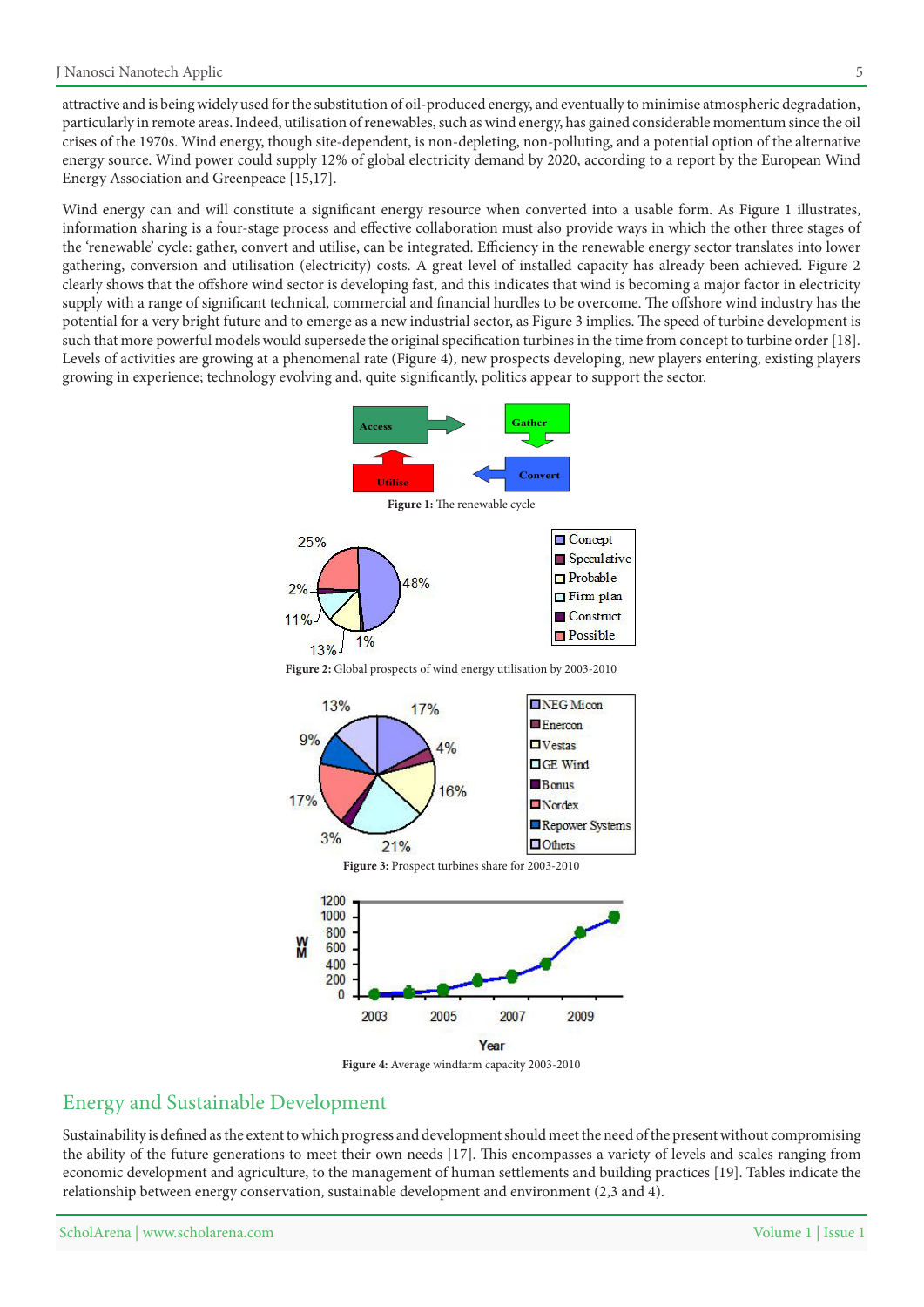attractive and is being widely used for the substitution of oil-produced energy, and eventually to minimise atmospheric degradation, particularly in remote areas. Indeed, utilisation of renewables, such as wind energy, has gained considerable momentum since the oil crises of the 1970s. Wind energy, though site-dependent, is non-depleting, non-polluting, and a potential option of the alternative energy source. Wind power could supply 12% of global electricity demand by 2020, according to a report by the European Wind Energy Association and Greenpeace [15,17].

Wind energy can and will constitute a significant energy resource when converted into a usable form. As Figure 1 illustrates, information sharing is a four-stage process and effective collaboration must also provide ways in which the other three stages of the 'renewable' cycle: gather, convert and utilise, can be integrated. Efficiency in the renewable energy sector translates into lower gathering, conversion and utilisation (electricity) costs. A great level of installed capacity has already been achieved. Figure 2 clearly shows that the offshore wind sector is developing fast, and this indicates that wind is becoming a major factor in electricity supply with a range of significant technical, commercial and financial hurdles to be overcome. The offshore wind industry has the potential for a very bright future and to emerge as a new industrial sector, as Figure 3 implies. The speed of turbine development is such that more powerful models would supersede the original specification turbines in the time from concept to turbine order [18]. Levels of activities are growing at a phenomenal rate (Figure 4), new prospects developing, new players entering, existing players growing in experience; technology evolving and, quite significantly, politics appear to support the sector.

Access
Gather
Utilise
Convert

**Figure 1:** The renewable cycle

25%
48%
2%
11%
13%
1%
Concept
Speculative
Probable
Firm plan
Construct
Possible

**Figure 2:** Global prospects of wind energy utilisation by 2003-2010

13%
17%
9%
4%
16%
17%
3%
21%
NEG Micon
Enercon
Vestas
GE Wind
Bonus
Nordex
Repower Systems
Others

**Figure 3:** Prospect turbines share for 2003-2010

1200
1000
800
600
400
200
0
MW
2003
2005
2007
2009
Year

**Figure 4:** Average windfarm capacity 2003-2010

## Energy and Sustainable Development

Sustainability is defined as the extent to which progress and development should meet the need of the present without compromising the ability of the future generations to meet their own needs [17]. This encompasses a variety of levels and scales ranging from economic development and agriculture, to the management of human settlements and building practices [19]. Tables indicate the relationship between energy conservation, sustainable development and environment (2,3 and 4).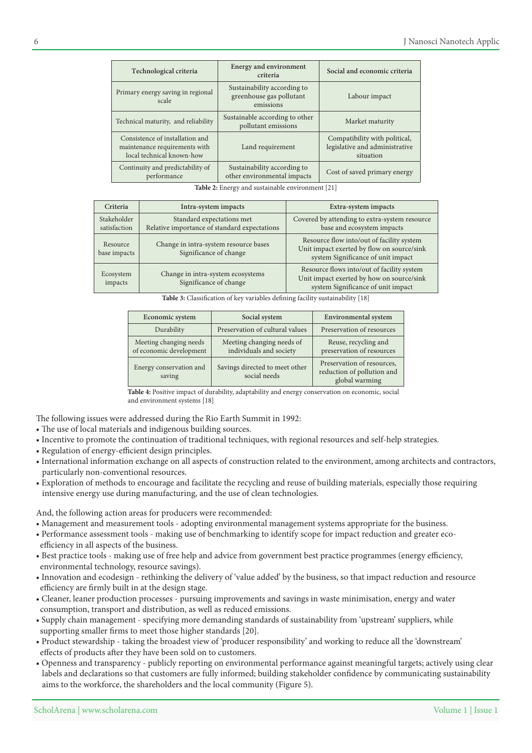| Technological criteria | Energy and environment criteria | Social and economic criteria |
|---|---|---|
| Primary energy saving in regional scale | Sustainability according to greenhouse gas pollutant emissions | Labour impact |
| Technical maturity, and reliability | Sustainable according to other pollutant emissions | Market maturity |
| Consistence of installation and maintenance requirements with local technical known-how | Land requirement | Compatibility with political, legislative and administrative situation |
| Continuity and predictability of performance | Sustainability according to other environmental impacts | Cost of saved primary energy |

**Table 2:** Energy and sustainable environment [21]

| Criteria | Intra-system impacts | Extra-system impacts |
|---|---|---|
| Stakeholder satisfaction | Standard expectations met<br>Relative importance of standard expectations | Covered by attending to extra-system resource base and ecosystem impacts |
| Resource base impacts | Change in intra-system resource bases<br>Significance of change | Resource flow into/out of facility system<br>Unit impact exerted by flow on source/sink system Significance of unit impact |
| Ecosystem impacts | Change in intra-system ecosystems<br>Significance of change | Resource flows into/out of facility system<br>Unit impact exerted by how on source/sink system Significance of unit impact |

**Table 3:** Classification of key variables defining facility sustainability [18]

| Economic system | Social system | Environmental system |
|---|---|---|
| Durability | Preservation of cultural values | Preservation of resources |
| Meeting changing needs of economic development | Meeting changing needs of individuals and society | Reuse, recycling and preservation of resources |
| Energy conservation and saving | Savings directed to meet other social needs | Preservation of resources, reduction of pollution and global warming |

**Table 4:** Positive impact of durability, adaptability and energy conservation on economic, social and environment systems [18]

The following issues were addressed during the Rio Earth Summit in 1992:

- The use of local materials and indigenous building sources.
- Incentive to promote the continuation of traditional techniques, with regional resources and self-help strategies.
- Regulation of energy-efficient design principles.
- International information exchange on all aspects of construction related to the environment, among architects and contractors, particularly non-conventional resources.
- Exploration of methods to encourage and facilitate the recycling and reuse of building materials, especially those requiring intensive energy use during manufacturing, and the use of clean technologies.

And, the following action areas for producers were recommended:

- Management and measurement tools - adopting environmental management systems appropriate for the business.
- Performance assessment tools - making use of benchmarking to identify scope for impact reduction and greater eco-efficiency in all aspects of the business.
- Best practice tools - making use of free help and advice from government best practice programmes (energy efficiency, environmental technology, resource savings).
- Innovation and ecodesign - rethinking the delivery of 'value added' by the business, so that impact reduction and resource efficiency are firmly built in at the design stage.
- Cleaner, leaner production processes - pursuing improvements and savings in waste minimisation, energy and water consumption, transport and distribution, as well as reduced emissions.
- Supply chain management - specifying more demanding standards of sustainability from 'upstream' suppliers, while supporting smaller firms to meet those higher standards [20].
- Product stewardship - taking the broadest view of 'producer responsibility' and working to reduce all the 'downstream' effects of products after they have been sold on to customers.
- Openness and transparency - publicly reporting on environmental performance against meaningful targets; actively using clear labels and declarations so that customers are fully informed; building stakeholder confidence by communicating sustainability aims to the workforce, the shareholders and the local community (Figure 5).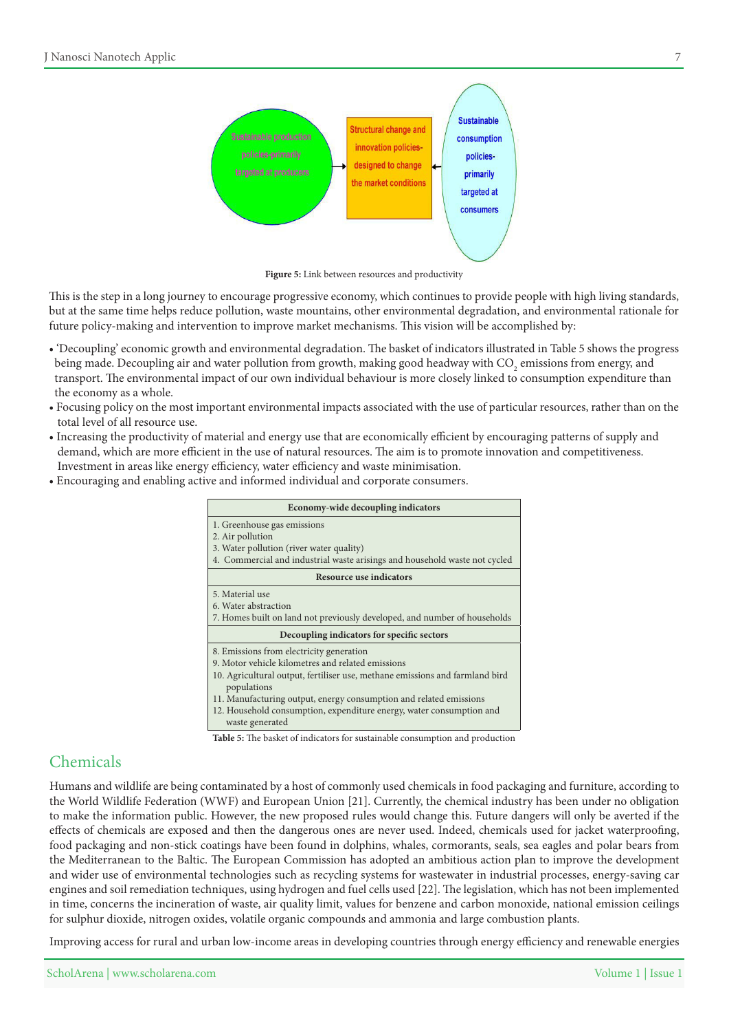Sustainable production policies-primarily targeted at producers

Structural change and innovation policies-designed to change the market conditions

Sustainable consumption policies-primarily targeted at consumers

**Figure 5:** Link between resources and productivity

This is the step in a long journey to encourage progressive economy, which continues to provide people with high living standards, but at the same time helps reduce pollution, waste mountains, other environmental degradation, and environmental rationale for future policy-making and intervention to improve market mechanisms. This vision will be accomplished by:

- 'Decoupling' economic growth and environmental degradation. The basket of indicators illustrated in Table 5 shows the progress being made. Decoupling air and water pollution from growth, making good headway with $CO_2$ emissions from energy, and transport. The environmental impact of our own individual behaviour is more closely linked to consumption expenditure than the economy as a whole.
- Focusing policy on the most important environmental impacts associated with the use of particular resources, rather than on the total level of all resource use.
- Increasing the productivity of material and energy use that are economically efficient by encouraging patterns of supply and demand, which are more efficient in the use of natural resources. The aim is to promote innovation and competitiveness. Investment in areas like energy efficiency, water efficiency and waste minimisation.
- Encouraging and enabling active and informed individual and corporate consumers.

| **Economy-wide decoupling indicators** |
|---|
| 1. Greenhouse gas emissions<br>2. Air pollution<br>3. Water pollution (river water quality)<br>4. Commercial and industrial waste arisings and household waste not cycled |
| **Resource use indicators** |
| 5. Material use<br>6. Water abstraction<br>7. Homes built on land not previously developed, and number of households |
| **Decoupling indicators for specific sectors** |
| 8. Emissions from electricity generation<br>9. Motor vehicle kilometres and related emissions<br>10. Agricultural output, fertiliser use, methane emissions and farmland bird populations<br>11. Manufacturing output, energy consumption and related emissions<br>12. Household consumption, expenditure energy, water consumption and waste generated |

**Table 5:** The basket of indicators for sustainable consumption and production

## Chemicals

Humans and wildlife are being contaminated by a host of commonly used chemicals in food packaging and furniture, according to the World Wildlife Federation (WWF) and European Union [21]. Currently, the chemical industry has been under no obligation to make the information public. However, the new proposed rules would change this. Future dangers will only be averted if the effects of chemicals are exposed and then the dangerous ones are never used. Indeed, chemicals used for jacket waterproofing, food packaging and non-stick coatings have been found in dolphins, whales, cormorants, seals, sea eagles and polar bears from the Mediterranean to the Baltic. The European Commission has adopted an ambitious action plan to improve the development and wider use of environmental technologies such as recycling systems for wastewater in industrial processes, energy-saving car engines and soil remediation techniques, using hydrogen and fuel cells used [22]. The legislation, which has not been implemented in time, concerns the incineration of waste, air quality limit, values for benzene and carbon monoxide, national emission ceilings for sulphur dioxide, nitrogen oxides, volatile organic compounds and ammonia and large combustion plants.

Improving access for rural and urban low-income areas in developing countries through energy efficiency and renewable energies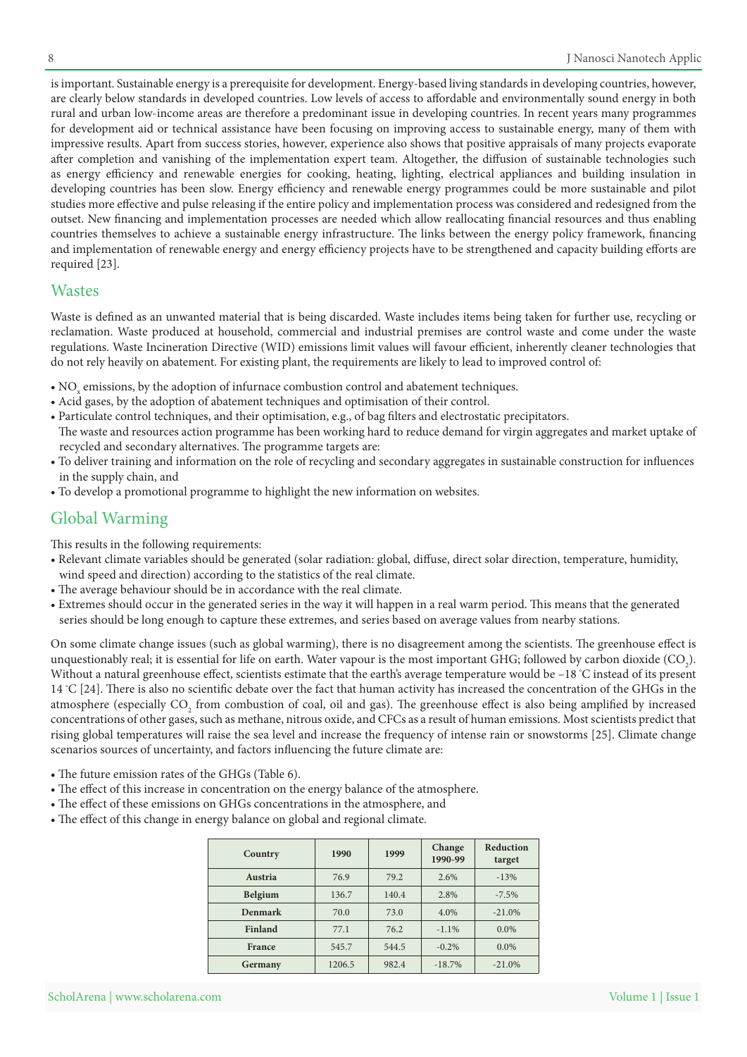is important. Sustainable energy is a prerequisite for development. Energy-based living standards in developing countries, however, are clearly below standards in developed countries. Low levels of access to affordable and environmentally sound energy in both rural and urban low-income areas are therefore a predominant issue in developing countries. In recent years many programmes for development aid or technical assistance have been focusing on improving access to sustainable energy, many of them with impressive results. Apart from success stories, however, experience also shows that positive appraisals of many projects evaporate after completion and vanishing of the implementation expert team. Altogether, the diffusion of sustainable technologies such as energy efficiency and renewable energies for cooking, heating, lighting, electrical appliances and building insulation in developing countries has been slow. Energy efficiency and renewable energy programmes could be more sustainable and pilot studies more effective and pulse releasing if the entire policy and implementation process was considered and redesigned from the outset. New financing and implementation processes are needed which allow reallocating financial resources and thus enabling countries themselves to achieve a sustainable energy infrastructure. The links between the energy policy framework, financing and implementation of renewable energy and energy efficiency projects have to be strengthened and capacity building efforts are required [23].

## Wastes

Waste is defined as an unwanted material that is being discarded. Waste includes items being taken for further use, recycling or reclamation. Waste produced at household, commercial and industrial premises are control waste and come under the waste regulations. Waste Incineration Directive (WID) emissions limit values will favour efficient, inherently cleaner technologies that do not rely heavily on abatement. For existing plant, the requirements are likely to lead to improved control of:

- $NO_x$ emissions, by the adoption of infurnace combustion control and abatement techniques.
- Acid gases, by the adoption of abatement techniques and optimisation of their control.
- Particulate control techniques, and their optimisation, e.g., of bag filters and electrostatic precipitators.

The waste and resources action programme has been working hard to reduce demand for virgin aggregates and market uptake of recycled and secondary alternatives. The programme targets are:

- To deliver training and information on the role of recycling and secondary aggregates in sustainable construction for influences in the supply chain, and
- To develop a promotional programme to highlight the new information on websites.

## Global Warming

This results in the following requirements:

- Relevant climate variables should be generated (solar radiation: global, diffuse, direct solar direction, temperature, humidity, wind speed and direction) according to the statistics of the real climate.
- The average behaviour should be in accordance with the real climate.
- Extremes should occur in the generated series in the way it will happen in a real warm period. This means that the generated series should be long enough to capture these extremes, and series based on average values from nearby stations.

On some climate change issues (such as global warming), there is no disagreement among the scientists. The greenhouse effect is unquestionably real; it is essential for life on earth. Water vapour is the most important GHG; followed by carbon dioxide ($CO_2$). Without a natural greenhouse effect, scientists estimate that the earth's average temperature would be –18 °C instead of its present 14 °C [24]. There is also no scientific debate over the fact that human activity has increased the concentration of the GHGs in the atmosphere (especially $CO_2$ from combustion of coal, oil and gas). The greenhouse effect is also being amplified by increased concentrations of other gases, such as methane, nitrous oxide, and CFCs as a result of human emissions. Most scientists predict that rising global temperatures will raise the sea level and increase the frequency of intense rain or snowstorms [25]. Climate change scenarios sources of uncertainty, and factors influencing the future climate are:

- The future emission rates of the GHGs (Table 6).
- The effect of this increase in concentration on the energy balance of the atmosphere.
- The effect of these emissions on GHGs concentrations in the atmosphere, and
- The effect of this change in energy balance on global and regional climate.

| Country | 1990 | 1999 | Change 1990-99 | Reduction target |
|---|---|---|---|---|
| Austria | 76.9 | 79.2 | 2.6% | -13% |
| Belgium | 136.7 | 140.4 | 2.8% | -7.5% |
| Denmark | 70.0 | 73.0 | 4.0% | -21.0% |
| Finland | 77.1 | 76.2 | -1.1% | 0.0% |
| France | 545.7 | 544.5 | -0.2% | 0.0% |
| Germany | 1206.5 | 982.4 | -18.7% | -21.0% |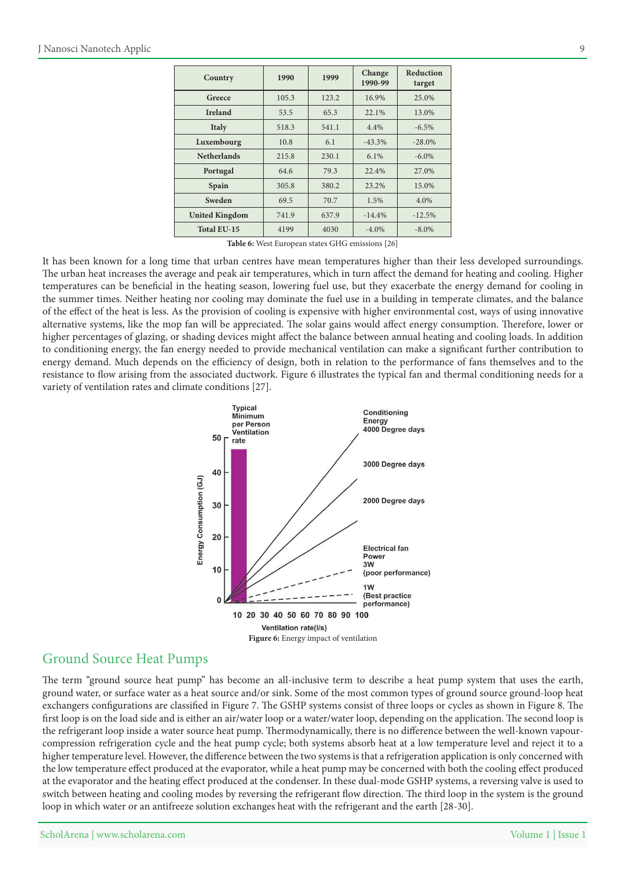| Country | 1990 | 1999 | Change 1990-99 | Reduction target |
|---|---|---|---|---|
| Greece | 105.3 | 123.2 | 16.9% | 25.0% |
| Ireland | 53.5 | 65.3 | 22.1% | 13.0% |
| Italy | 518.3 | 541.1 | 4.4% | -6.5% |
| Luxembourg | 10.8 | 6.1 | -43.3% | -28.0% |
| Netherlands | 215.8 | 230.1 | 6.1% | -6.0% |
| Portugal | 64.6 | 79.3 | 22.4% | 27.0% |
| Spain | 305.8 | 380.2 | 23.2% | 15.0% |
| Sweden | 69.5 | 70.7 | 1.5% | 4.0% |
| United Kingdom | 741.9 | 637.9 | -14.4% | -12.5% |
| Total EU-15 | 4199 | 4030 | -4.0% | -8.0% |

**Table 6:** West European states GHG emissions [26]

It has been known for a long time that urban centres have mean temperatures higher than their less developed surroundings. The urban heat increases the average and peak air temperatures, which in turn affect the demand for heating and cooling. Higher temperatures can be beneficial in the heating season, lowering fuel use, but they exacerbate the energy demand for cooling in the summer times. Neither heating nor cooling may dominate the fuel use in a building in temperate climates, and the balance of the effect of the heat is less. As the provision of cooling is expensive with higher environmental cost, ways of using innovative alternative systems, like the mop fan will be appreciated. The solar gains would affect energy consumption. Therefore, lower or higher percentages of glazing, or shading devices might affect the balance between annual heating and cooling loads. In addition to conditioning energy, the fan energy needed to provide mechanical ventilation can make a significant further contribution to energy demand. Much depends on the efficiency of design, both in relation to the performance of fans themselves and to the resistance to flow arising from the associated ductwork. Figure 6 illustrates the typical fan and thermal conditioning needs for a variety of ventilation rates and climate conditions [27].

Typical Minimum per Person Ventilation rate
Conditioning Energy 4000 Degree days
3000 Degree days
2000 Degree days
Electrical fan Power 3W (poor performance)
1W (Best practice performance)
Energy Consumption (GJ)
0 10 20 30 40 50
10 20 30 40 50 60 70 80 90 100
Ventilation rate(l/s)

**Figure 6:** Energy impact of ventilation

## Ground Source Heat Pumps

The term "ground source heat pump" has become an all-inclusive term to describe a heat pump system that uses the earth, ground water, or surface water as a heat source and/or sink. Some of the most common types of ground source ground-loop heat exchangers configurations are classified in Figure 7. The GSHP systems consist of three loops or cycles as shown in Figure 8. The first loop is on the load side and is either an air/water loop or a water/water loop, depending on the application. The second loop is the refrigerant loop inside a water source heat pump. Thermodynamically, there is no difference between the well-known vapour-compression refrigeration cycle and the heat pump cycle; both systems absorb heat at a low temperature level and reject it to a higher temperature level. However, the difference between the two systems is that a refrigeration application is only concerned with the low temperature effect produced at the evaporator, while a heat pump may be concerned with both the cooling effect produced at the evaporator and the heating effect produced at the condenser. In these dual-mode GSHP systems, a reversing valve is used to switch between heating and cooling modes by reversing the refrigerant flow direction. The third loop in the system is the ground loop in which water or an antifreeze solution exchanges heat with the refrigerant and the earth [28-30].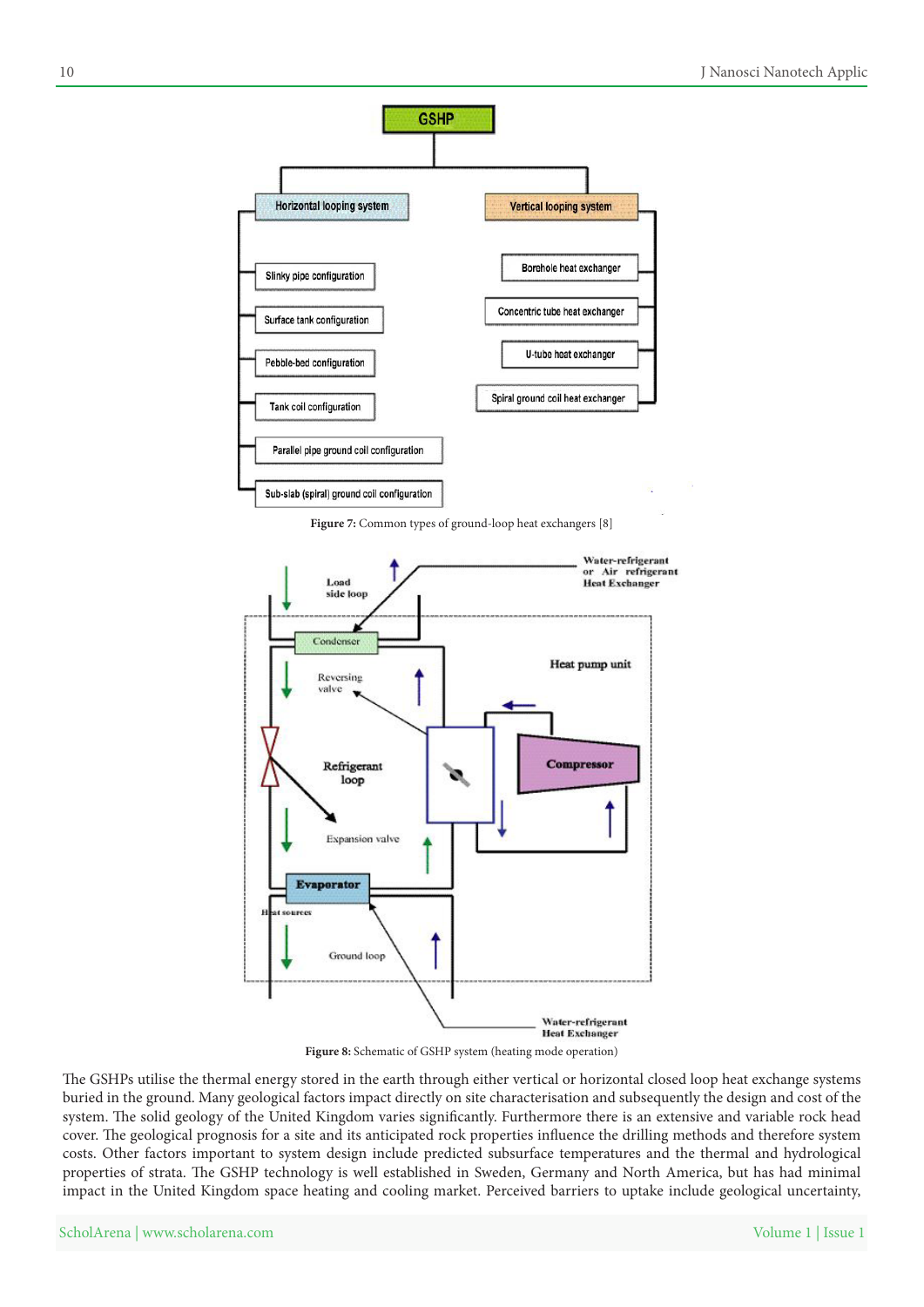GSHP

Horizontal looping system

Slinky pipe configuration

Surface tank configuration

Pebble-bed configuration

Tank coil configuration

Parallel pipe ground coil configuration

Sub-slab (spiral) ground coil configuration

Vertical looping system

Borehole heat exchanger

Concentric tube heat exchanger

U-tube heat exchanger

Spiral ground coil heat exchanger

**Figure 7:** Common types of ground-loop heat exchangers [8]

Load side loop

Water-refrigerant or Air refrigerant Heat Exchanger

Condenser

Heat pump unit

Reversing valve

Refrigerant loop

Compressor

Expansion valve

Evaporator

Heat sources

Ground loop

Water-refrigerant Heat Exchanger

**Figure 8:** Schematic of GSHP system (heating mode operation)

The GSHPs utilise the thermal energy stored in the earth through either vertical or horizontal closed loop heat exchange systems buried in the ground. Many geological factors impact directly on site characterisation and subsequently the design and cost of the system. The solid geology of the United Kingdom varies significantly. Furthermore there is an extensive and variable rock head cover. The geological prognosis for a site and its anticipated rock properties influence the drilling methods and therefore system costs. Other factors important to system design include predicted subsurface temperatures and the thermal and hydrological properties of strata. The GSHP technology is well established in Sweden, Germany and North America, but has had minimal impact in the United Kingdom space heating and cooling market. Perceived barriers to uptake include geological uncertainty,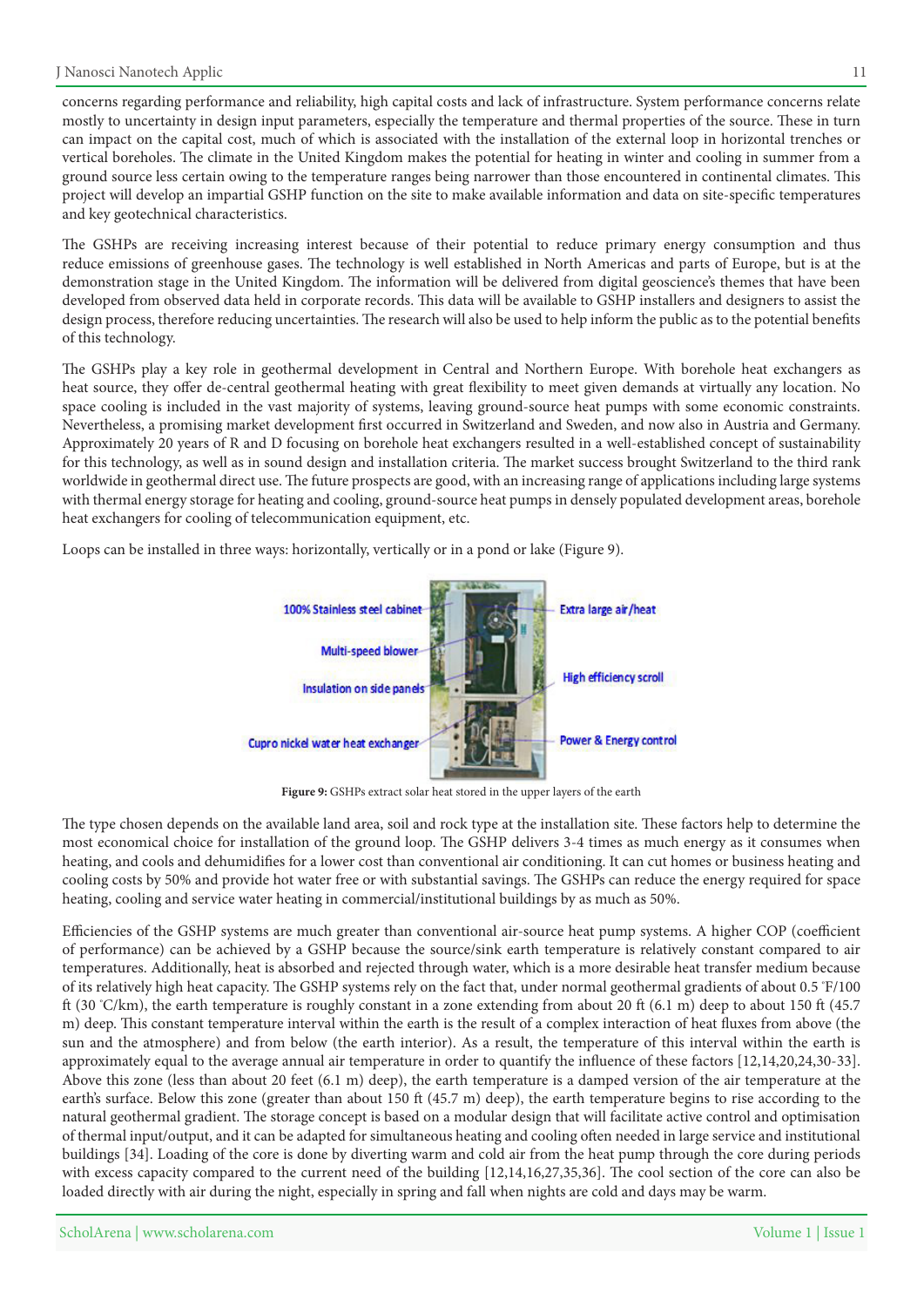concerns regarding performance and reliability, high capital costs and lack of infrastructure. System performance concerns relate mostly to uncertainty in design input parameters, especially the temperature and thermal properties of the source. These in turn can impact on the capital cost, much of which is associated with the installation of the external loop in horizontal trenches or vertical boreholes. The climate in the United Kingdom makes the potential for heating in winter and cooling in summer from a ground source less certain owing to the temperature ranges being narrower than those encountered in continental climates. This project will develop an impartial GSHP function on the site to make available information and data on site-specific temperatures and key geotechnical characteristics.

The GSHPs are receiving increasing interest because of their potential to reduce primary energy consumption and thus reduce emissions of greenhouse gases. The technology is well established in North Americas and parts of Europe, but is at the demonstration stage in the United Kingdom. The information will be delivered from digital geoscience's themes that have been developed from observed data held in corporate records. This data will be available to GSHP installers and designers to assist the design process, therefore reducing uncertainties. The research will also be used to help inform the public as to the potential benefits of this technology.

The GSHPs play a key role in geothermal development in Central and Northern Europe. With borehole heat exchangers as heat source, they offer de-central geothermal heating with great flexibility to meet given demands at virtually any location. No space cooling is included in the vast majority of systems, leaving ground-source heat pumps with some economic constraints. Nevertheless, a promising market development first occurred in Switzerland and Sweden, and now also in Austria and Germany. Approximately 20 years of R and D focusing on borehole heat exchangers resulted in a well-established concept of sustainability for this technology, as well as in sound design and installation criteria. The market success brought Switzerland to the third rank worldwide in geothermal direct use. The future prospects are good, with an increasing range of applications including large systems with thermal energy storage for heating and cooling, ground-source heat pumps in densely populated development areas, borehole heat exchangers for cooling of telecommunication equipment, etc.

Loops can be installed in three ways: horizontally, vertically or in a pond or lake (Figure 9).

100% Stainless steel cabinet
Multi-speed blower
Insulation on side panels
Cupro nickel water heat exchanger
Extra large air/heat
High efficiency scroll
Power & Energy control

**Figure 9:** GSHPs extract solar heat stored in the upper layers of the earth

The type chosen depends on the available land area, soil and rock type at the installation site. These factors help to determine the most economical choice for installation of the ground loop. The GSHP delivers 3-4 times as much energy as it consumes when heating, and cools and dehumidifies for a lower cost than conventional air conditioning. It can cut homes or business heating and cooling costs by 50% and provide hot water free or with substantial savings. The GSHPs can reduce the energy required for space heating, cooling and service water heating in commercial/institutional buildings by as much as 50%.

Efficiencies of the GSHP systems are much greater than conventional air-source heat pump systems. A higher COP (coefficient of performance) can be achieved by a GSHP because the source/sink earth temperature is relatively constant compared to air temperatures. Additionally, heat is absorbed and rejected through water, which is a more desirable heat transfer medium because of its relatively high heat capacity. The GSHP systems rely on the fact that, under normal geothermal gradients of about 0.5 °F/100 ft (30 °C/km), the earth temperature is roughly constant in a zone extending from about 20 ft (6.1 m) deep to about 150 ft (45.7 m) deep. This constant temperature interval within the earth is the result of a complex interaction of heat fluxes from above (the sun and the atmosphere) and from below (the earth interior). As a result, the temperature of this interval within the earth is approximately equal to the average annual air temperature in order to quantify the influence of these factors [12,14,20,24,30-33]. Above this zone (less than about 20 feet (6.1 m) deep), the earth temperature is a damped version of the air temperature at the earth's surface. Below this zone (greater than about 150 ft (45.7 m) deep), the earth temperature begins to rise according to the natural geothermal gradient. The storage concept is based on a modular design that will facilitate active control and optimisation of thermal input/output, and it can be adapted for simultaneous heating and cooling often needed in large service and institutional buildings [34]. Loading of the core is done by diverting warm and cold air from the heat pump through the core during periods with excess capacity compared to the current need of the building [12,14,16,27,35,36]. The cool section of the core can also be loaded directly with air during the night, especially in spring and fall when nights are cold and days may be warm.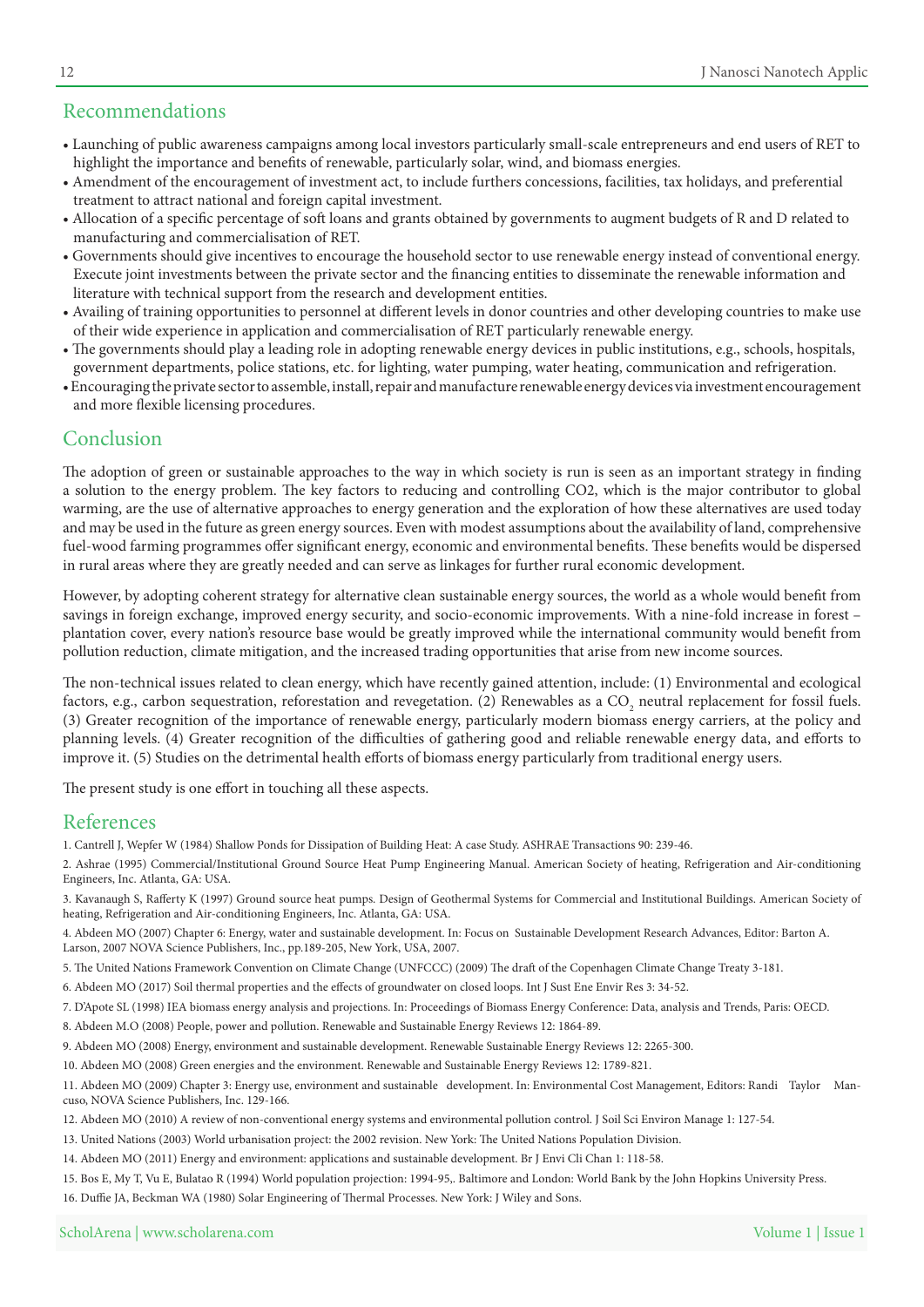## Recommendations

- Launching of public awareness campaigns among local investors particularly small-scale entrepreneurs and end users of RET to highlight the importance and benefits of renewable, particularly solar, wind, and biomass energies.
- Amendment of the encouragement of investment act, to include furthers concessions, facilities, tax holidays, and preferential treatment to attract national and foreign capital investment.
- Allocation of a specific percentage of soft loans and grants obtained by governments to augment budgets of R and D related to manufacturing and commercialisation of RET.
- Governments should give incentives to encourage the household sector to use renewable energy instead of conventional energy. Execute joint investments between the private sector and the financing entities to disseminate the renewable information and literature with technical support from the research and development entities.
- Availing of training opportunities to personnel at different levels in donor countries and other developing countries to make use of their wide experience in application and commercialisation of RET particularly renewable energy.
- The governments should play a leading role in adopting renewable energy devices in public institutions, e.g., schools, hospitals, government departments, police stations, etc. for lighting, water pumping, water heating, communication and refrigeration.
- Encouraging the private sector to assemble, install, repair and manufacture renewable energy devices via investment encouragement and more flexible licensing procedures.

## Conclusion

The adoption of green or sustainable approaches to the way in which society is run is seen as an important strategy in finding a solution to the energy problem. The key factors to reducing and controlling CO2, which is the major contributor to global warming, are the use of alternative approaches to energy generation and the exploration of how these alternatives are used today and may be used in the future as green energy sources. Even with modest assumptions about the availability of land, comprehensive fuel-wood farming programmes offer significant energy, economic and environmental benefits. These benefits would be dispersed in rural areas where they are greatly needed and can serve as linkages for further rural economic development.

However, by adopting coherent strategy for alternative clean sustainable energy sources, the world as a whole would benefit from savings in foreign exchange, improved energy security, and socio-economic improvements. With a nine-fold increase in forest – plantation cover, every nation's resource base would be greatly improved while the international community would benefit from pollution reduction, climate mitigation, and the increased trading opportunities that arise from new income sources.

The non-technical issues related to clean energy, which have recently gained attention, include: (1) Environmental and ecological factors, e.g., carbon sequestration, reforestation and revegetation. (2) Renewables as a $CO_2$ neutral replacement for fossil fuels. (3) Greater recognition of the importance of renewable energy, particularly modern biomass energy carriers, at the policy and planning levels. (4) Greater recognition of the difficulties of gathering good and reliable renewable energy data, and efforts to improve it. (5) Studies on the detrimental health efforts of biomass energy particularly from traditional energy users.

The present study is one effort in touching all these aspects.

## References

1. Cantrell J, Wepfer W (1984) Shallow Ponds for Dissipation of Building Heat: A case Study. ASHRAE Transactions 90: 239-46.
2. Ashrae (1995) Commercial/Institutional Ground Source Heat Pump Engineering Manual. American Society of heating, Refrigeration and Air-conditioning Engineers, Inc. Atlanta, GA: USA.
3. Kavanaugh S, Rafferty K (1997) Ground source heat pumps. Design of Geothermal Systems for Commercial and Institutional Buildings. American Society of heating, Refrigeration and Air-conditioning Engineers, Inc. Atlanta, GA: USA.
4. Abdeen MO (2007) Chapter 6: Energy, water and sustainable development. In: Focus on Sustainable Development Research Advances, Editor: Barton A. Larson, 2007 NOVA Science Publishers, Inc., pp.189-205, New York, USA, 2007.
5. The United Nations Framework Convention on Climate Change (UNFCCC) (2009) The draft of the Copenhagen Climate Change Treaty 3-181.
6. Abdeen MO (2017) Soil thermal properties and the effects of groundwater on closed loops. Int J Sust Ene Envir Res 3: 34-52.
7. D'Apote SL (1998) IEA biomass energy analysis and projections. In: Proceedings of Biomass Energy Conference: Data, analysis and Trends, Paris: OECD.
8. Abdeen M.O (2008) People, power and pollution. Renewable and Sustainable Energy Reviews 12: 1864-89.
9. Abdeen MO (2008) Energy, environment and sustainable development. Renewable Sustainable Energy Reviews 12: 2265-300.
10. Abdeen MO (2008) Green energies and the environment. Renewable and Sustainable Energy Reviews 12: 1789-821.
11. Abdeen MO (2009) Chapter 3: Energy use, environment and sustainable development. In: Environmental Cost Management, Editors: Randi Taylor Mancuso, NOVA Science Publishers, Inc. 129-166.
12. Abdeen MO (2010) A review of non-conventional energy systems and environmental pollution control. J Soil Sci Environ Manage 1: 127-54.
13. United Nations (2003) World urbanisation project: the 2002 revision. New York: The United Nations Population Division.
14. Abdeen MO (2011) Energy and environment: applications and sustainable development. Br J Envi Cli Chan 1: 118-58.
15. Bos E, My T, Vu E, Bulatao R (1994) World population projection: 1994-95,. Baltimore and London: World Bank by the John Hopkins University Press.
16. Duffie JA, Beckman WA (1980) Solar Engineering of Thermal Processes. New York: J Wiley and Sons.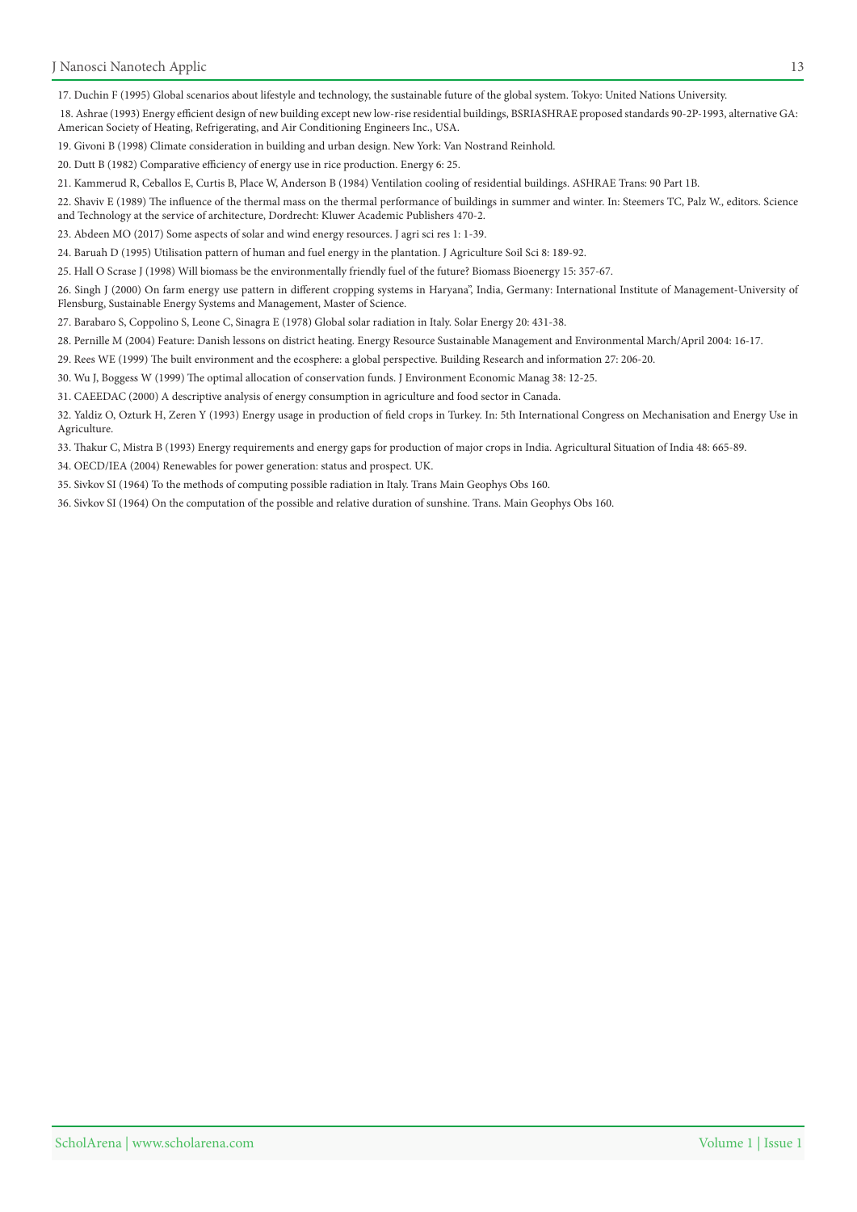17. Duchin F (1995) Global scenarios about lifestyle and technology, the sustainable future of the global system. Tokyo: United Nations University.

18. Ashrae (1993) Energy efficient design of new building except new low-rise residential buildings, BSRIASHRAE proposed standards 90-2P-1993, alternative GA: American Society of Heating, Refrigerating, and Air Conditioning Engineers Inc., USA.

19. Givoni B (1998) Climate consideration in building and urban design. New York: Van Nostrand Reinhold.

20. Dutt B (1982) Comparative efficiency of energy use in rice production. Energy 6: 25.

21. Kammerud R, Ceballos E, Curtis B, Place W, Anderson B (1984) Ventilation cooling of residential buildings. ASHRAE Trans: 90 Part 1B.

22. Shaviv E (1989) The influence of the thermal mass on the thermal performance of buildings in summer and winter. In: Steemers TC, Palz W., editors. Science and Technology at the service of architecture, Dordrecht: Kluwer Academic Publishers 470-2.

23. Abdeen MO (2017) Some aspects of solar and wind energy resources. J agri sci res 1: 1-39.

24. Baruah D (1995) Utilisation pattern of human and fuel energy in the plantation. J Agriculture Soil Sci 8: 189-92.

25. Hall O Scrase J (1998) Will biomass be the environmentally friendly fuel of the future? Biomass Bioenergy 15: 357-67.

26. Singh J (2000) On farm energy use pattern in different cropping systems in Haryana", India, Germany: International Institute of Management-University of Flensburg, Sustainable Energy Systems and Management, Master of Science.

27. Barabaro S, Coppolino S, Leone C, Sinagra E (1978) Global solar radiation in Italy. Solar Energy 20: 431-38.

28. Pernille M (2004) Feature: Danish lessons on district heating. Energy Resource Sustainable Management and Environmental March/April 2004: 16-17.

29. Rees WE (1999) The built environment and the ecosphere: a global perspective. Building Research and information 27: 206-20.

30. Wu J, Boggess W (1999) The optimal allocation of conservation funds. J Environment Economic Manag 38: 12-25.

31. CAEEDAC (2000) A descriptive analysis of energy consumption in agriculture and food sector in Canada.

32. Yaldiz O, Ozturk H, Zeren Y (1993) Energy usage in production of field crops in Turkey. In: 5th International Congress on Mechanisation and Energy Use in Agriculture.

33. Thakur C, Mistra B (1993) Energy requirements and energy gaps for production of major crops in India. Agricultural Situation of India 48: 665-89.

34. OECD/IEA (2004) Renewables for power generation: status and prospect. UK.

35. Sivkov SI (1964) To the methods of computing possible radiation in Italy. Trans Main Geophys Obs 160.

36. Sivkov SI (1964) On the computation of the possible and relative duration of sunshine. Trans. Main Geophys Obs 160.